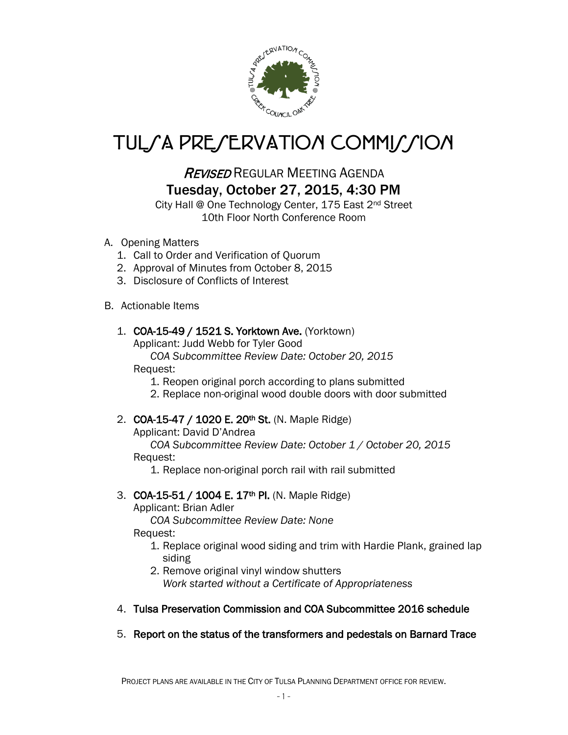# TULSA PRESERVATION COMMISSION

## *REVISED* REGULAR MEETING AGENDA

### Tuesday, October 27, 2015, 4:30 PM

City Hall @ One Technology Center, 175 East 2nd Street
10th Floor North Conference Room

A. Opening Matters
   1. Call to Order and Verification of Quorum
   2. Approval of Minutes from October 8, 2015
   3. Disclosure of Conflicts of Interest

B. Actionable Items

   1. **COA-15-49 / 1521 S. Yorktown Ave.** (Yorktown)
      Applicant: Judd Webb for Tyler Good
      *COA Subcommittee Review Date: October 20, 2015*
      Request:
      1. Reopen original porch according to plans submitted
      2. Replace non-original wood double doors with door submitted

   2. **COA-15-47 / 1020 E. 20th St.** (N. Maple Ridge)
      Applicant: David D'Andrea
      *COA Subcommittee Review Date: October 1 / October 20, 2015*
      Request:
      1. Replace non-original porch rail with rail submitted

   3. **COA-15-51 / 1004 E. 17th Pl.** (N. Maple Ridge)
      Applicant: Brian Adler
      *COA Subcommittee Review Date: None*
      Request:
      1. Replace original wood siding and trim with Hardie Plank, grained lap siding
      2. Remove original vinyl window shutters
         *Work started without a Certificate of Appropriateness*

   4. **Tulsa Preservation Commission and COA Subcommittee 2016 schedule**

   5. **Report on the status of the transformers and pedestals on Barnard Trace**

PROJECT PLANS ARE AVAILABLE IN THE CITY OF TULSA PLANNING DEPARTMENT OFFICE FOR REVIEW.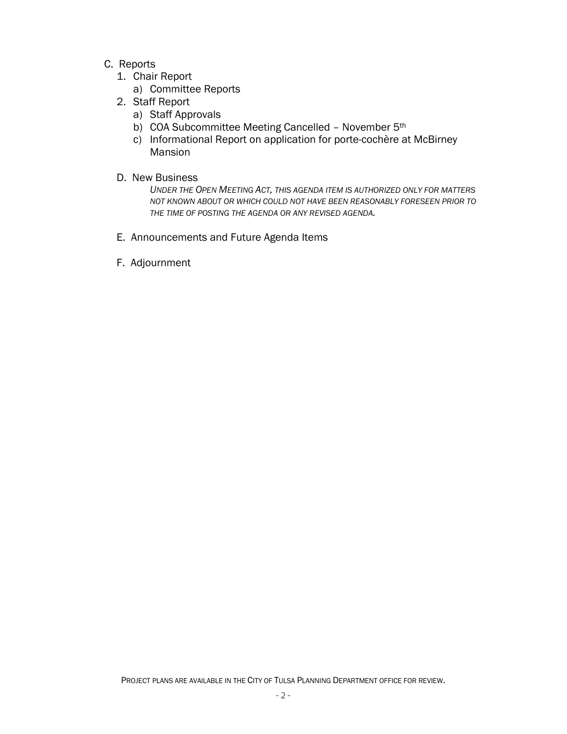C. Reports
1. Chair Report
   a) Committee Reports
2. Staff Report
   a) Staff Approvals
   b) COA Subcommittee Meeting Cancelled – November 5th
   c) Informational Report on application for porte-cochère at McBirney Mansion

D. New Business

*UNDER THE OPEN MEETING ACT, THIS AGENDA ITEM IS AUTHORIZED ONLY FOR MATTERS NOT KNOWN ABOUT OR WHICH COULD NOT HAVE BEEN REASONABLY FORESEEN PRIOR TO THE TIME OF POSTING THE AGENDA OR ANY REVISED AGENDA.*

E. Announcements and Future Agenda Items

F. Adjournment

PROJECT PLANS ARE AVAILABLE IN THE CITY OF TULSA PLANNING DEPARTMENT OFFICE FOR REVIEW.